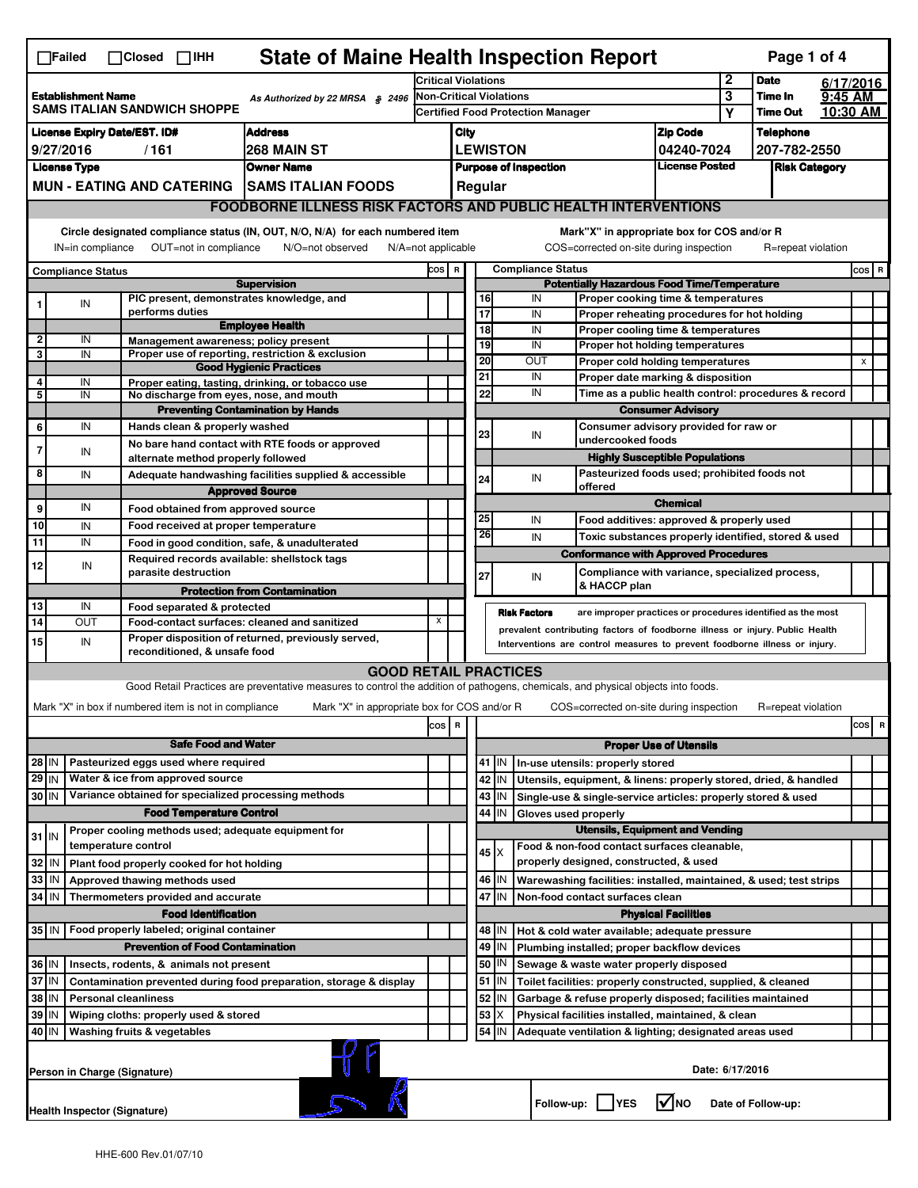☐Failed ☐Closed ☐IHH

# State of Maine Health Inspection Report

| | | | | |
|---|---|---|---|---|
| **Establishment Name** SAMS ITALIAN SANDWICH SHOPPE | As Authorized by 22 MRSA § 2496 | Critical Violations | 2 | **Date** 6/17/2016 |
| | | Non-Critical Violations | 3 | **Time In** 9:45 AM |
| | | Certified Food Protection Manager | Y | **Time Out** 10:30 AM |

| License Expiry Date/EST. ID# | Address | City | Zip Code | Telephone |
|---|---|---|---|---|
| 9/27/2016 / 161 | 268 MAIN ST | LEWISTON | 04240-7024 | 207-782-2550 |
| **License Type** | **Owner Name** | **Purpose of Inspection** | **License Posted** | **Risk Category** |
| MUN - EATING AND CATERING | SAMS ITALIAN FOODS | Regular | | |

## FOODBORNE ILLNESS RISK FACTORS AND PUBLIC HEALTH INTERVENTIONS

Circle designated compliance status (IN, OUT, N/O, N/A) for each numbered item
IN=in compliance OUT=not in compliance N/O=not observed N/A=not applicable

Mark"X" in appropriate box for COS and/or R
COS=corrected on-site during inspection R=repeat violation

| # | Compliance Status | Item | COS | R |
|---|---|---|---|---|
| | | **Supervision** | | |
| 1 | IN | PIC present, demonstrates knowledge, and performs duties | | |
| | | **Employee Health** | | |
| 2 | IN | Management awareness; policy present | | |
| 3 | IN | Proper use of reporting, restriction & exclusion | | |
| | | **Good Hygienic Practices** | | |
| 4 | IN | Proper eating, tasting, drinking, or tobacco use | | |
| 5 | IN | No discharge from eyes, nose, and mouth | | |
| | | **Preventing Contamination by Hands** | | |
| 6 | IN | Hands clean & properly washed | | |
| 7 | IN | No bare hand contact with RTE foods or approved alternate method properly followed | | |
| 8 | IN | Adequate handwashing facilities supplied & accessible | | |
| | | **Approved Source** | | |
| 9 | IN | Food obtained from approved source | | |
| 10 | IN | Food received at proper temperature | | |
| 11 | IN | Food in good condition, safe, & unadulterated | | |
| 12 | IN | Required records available: shellstock tags parasite destruction | | |
| | | **Protection from Contamination** | | |
| 13 | IN | Food separated & protected | | |
| 14 | OUT | Food-contact surfaces: cleaned and sanitized | X | |
| 15 | IN | Proper disposition of returned, previously served, reconditioned, & unsafe food | | |
| | | **Potentially Hazardous Food Time/Temperature** | | |
| 16 | IN | Proper cooking time & temperatures | | |
| 17 | IN | Proper reheating procedures for hot holding | | |
| 18 | IN | Proper cooling time & temperatures | | |
| 19 | IN | Proper hot holding temperatures | | |
| 20 | OUT | Proper cold holding temperatures | | X |
| 21 | IN | Proper date marking & disposition | | |
| 22 | IN | Time as a public health control: procedures & record | | |
| | | **Consumer Advisory** | | |
| 23 | IN | Consumer advisory provided for raw or undercooked foods | | |
| | | **Highly Susceptible Populations** | | |
| 24 | IN | Pasteurized foods used; prohibited foods not offered | | |
| | | **Chemical** | | |
| 25 | IN | Food additives: approved & properly used | | |
| 26 | IN | Toxic substances properly identified, stored & used | | |
| | | **Conformance with Approved Procedures** | | |
| 27 | IN | Compliance with variance, specialized process, & HACCP plan | | |

**Risk Factors** are improper practices or procedures identified as the most prevalent contributing factors of foodborne illness or injury. Public Health Interventions are control measures to prevent foodborne illness or injury.

## GOOD RETAIL PRACTICES

Good Retail Practices are preventative measures to control the addition of pathogens, chemicals, and physical objects into foods.

Mark "X" in box if numbered item is not in compliance Mark "X" in appropriate box for COS and/or R COS=corrected on-site during inspection R=repeat violation

| # | Status | Item | COS | R |
|---|---|---|---|---|
| | | **Safe Food and Water** | | |
| 28 | IN | Pasteurized eggs used where required | | |
| 29 | IN | Water & ice from approved source | | |
| 30 | IN | Variance obtained for specialized processing methods | | |
| | | **Food Temperature Control** | | |
| 31 | IN | Proper cooling methods used; adequate equipment for temperature control | | |
| 32 | IN | Plant food properly cooked for hot holding | | |
| 33 | IN | Approved thawing methods used | | |
| 34 | IN | Thermometers provided and accurate | | |
| | | **Food Identification** | | |
| 35 | IN | Food properly labeled; original container | | |
| | | **Prevention of Food Contamination** | | |
| 36 | IN | Insects, rodents, & animals not present | | |
| 37 | IN | Contamination prevented during food preparation, storage & display | | |
| 38 | IN | Personal cleanliness | | |
| 39 | IN | Wiping cloths: properly used & stored | | |
| 40 | IN | Washing fruits & vegetables | | |
| | | **Proper Use of Utensils** | | |
| 41 | IN | In-use utensils: properly stored | | |
| 42 | IN | Utensils, equipment, & linens: properly stored, dried, & handled | | |
| 43 | IN | Single-use & single-service articles: properly stored & used | | |
| 44 | IN | Gloves used properly | | |
| | | **Utensils, Equipment and Vending** | | |
| 45 | X | Food & non-food contact surfaces cleanable, properly designed, constructed, & used | | |
| 46 | IN | Warewashing facilities: installed, maintained, & used; test strips | | |
| 47 | IN | Non-food contact surfaces clean | | |
| | | **Physical Facilities** | | |
| 48 | IN | Hot & cold water available; adequate pressure | | |
| 49 | IN | Plumbing installed; proper backflow devices | | |
| 50 | IN | Sewage & waste water properly disposed | | |
| 51 | IN | Toilet facilities: properly constructed, supplied, & cleaned | | |
| 52 | IN | Garbage & refuse properly disposed; facilities maintained | | |
| 53 | X | Physical facilities installed, maintained, & clean | | |
| 54 | IN | Adequate ventilation & lighting; designated areas used | | |

Person in Charge (Signature) Date: 6/17/2016

Health Inspector (Signature) Follow-up: ☐YES ☑NO Date of Follow-up:

HHE-600 Rev.01/07/10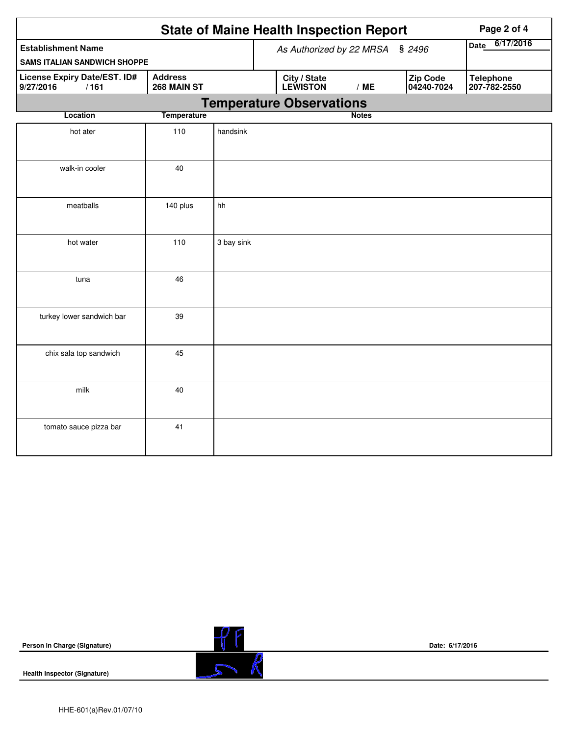# State of Maine Health Inspection Report

| Establishment Name | As Authorized by 22 MRSA § 2496 | Date 6/17/2016 |
|---|---|---|
| SAMS ITALIAN SANDWICH SHOPPE | | |

| License Expiry Date/EST. ID# | Address | City / State | Zip Code | Telephone |
|---|---|---|---|---|
| 9/27/2016 / 161 | 268 MAIN ST | LEWISTON / ME | 04240-7024 | 207-782-2550 |

## Temperature Observations

| Location | Temperature | Notes |
|---|---|---|
| hot ater | 110 | handsink |
| walk-in cooler | 40 | |
| meatballs | 140 plus | hh |
| hot water | 110 | 3 bay sink |
| tuna | 46 | |
| turkey lower sandwich bar | 39 | |
| chix sala top sandwich | 45 | |
| milk | 40 | |
| tomato sauce pizza bar | 41 | |

**Person in Charge (Signature)** Date: 6/17/2016

**Health Inspector (Signature)**

HHE-601(a)Rev.01/07/10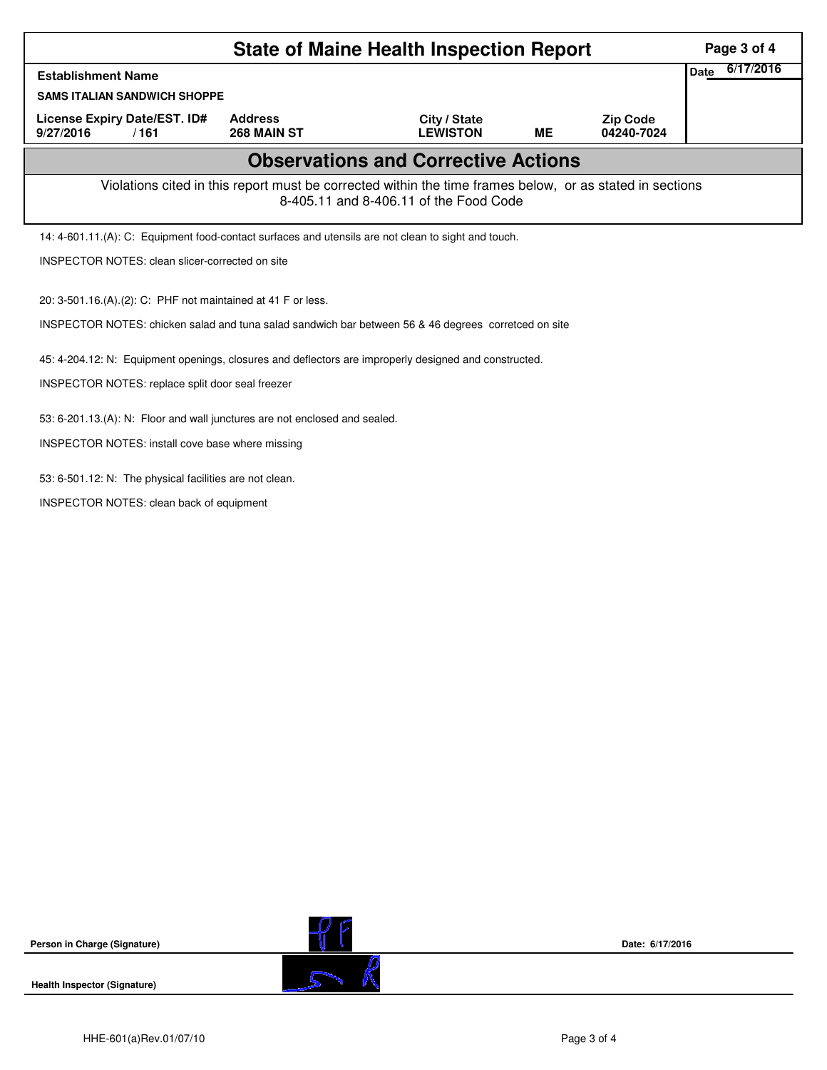# State of Maine Health Inspection Report

| Establishment Name | | | | | Date 6/17/2016 |
|---|---|---|---|---|---|
| SAMS ITALIAN SANDWICH SHOPPE | | | | | |
| License Expiry Date/EST. ID# | Address | City / State | | Zip Code | |
| 9/27/2016 / 161 | 268 MAIN ST | LEWISTON | ME | 04240-7024 | |

## Observations and Corrective Actions

Violations cited in this report must be corrected within the time frames below, or as stated in sections 8-405.11 and 8-406.11 of the Food Code

14: 4-601.11.(A): C: Equipment food-contact surfaces and utensils are not clean to sight and touch.

INSPECTOR NOTES: clean slicer-corrected on site

20: 3-501.16.(A).(2): C: PHF not maintained at 41 F or less.

INSPECTOR NOTES: chicken salad and tuna salad sandwich bar between 56 & 46 degrees corretced on site

45: 4-204.12: N: Equipment openings, closures and deflectors are improperly designed and constructed.

INSPECTOR NOTES: replace split door seal freezer

53: 6-201.13.(A): N: Floor and wall junctures are not enclosed and sealed.

INSPECTOR NOTES: install cove base where missing

53: 6-501.12: N: The physical facilities are not clean.

INSPECTOR NOTES: clean back of equipment

**Person in Charge (Signature)** **Date: 6/17/2016**

**Health Inspector (Signature)**

HHE-601(a)Rev.01/07/10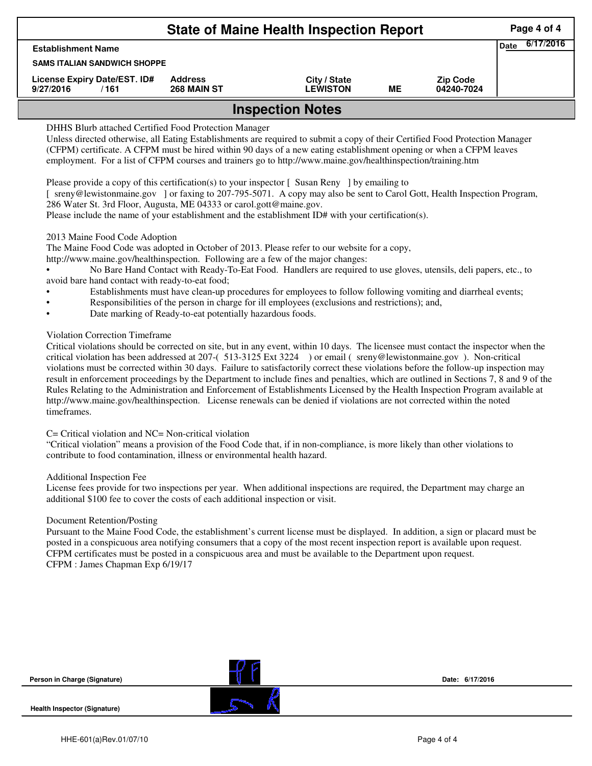# State of Maine Health Inspection Report

| Establishment Name | | | | | Date 6/17/2016 |
|---|---|---|---|---|---|
| SAMS ITALIAN SANDWICH SHOPPE | | | | | |
| License Expiry Date/EST. ID# 9/27/2016 / 161 | Address 268 MAIN ST | City / State LEWISTON | ME | Zip Code 04240-7024 | |

## Inspection Notes

DHHS Blurb attached Certified Food Protection Manager
Unless directed otherwise, all Eating Establishments are required to submit a copy of their Certified Food Protection Manager (CFPM) certificate. A CFPM must be hired within 90 days of a new eating establishment opening or when a CFPM leaves employment. For a list of CFPM courses and trainers go to http://www.maine.gov/healthinspection/training.htm

Please provide a copy of this certification(s) to your inspector [ Susan Reny ] by emailing to [ sreny@lewistonmaine.gov ] or faxing to 207-795-5071. A copy may also be sent to Carol Gott, Health Inspection Program, 286 Water St. 3rd Floor, Augusta, ME 04333 or carol.gott@maine.gov.
Please include the name of your establishment and the establishment ID# with your certification(s).

2013 Maine Food Code Adoption
The Maine Food Code was adopted in October of 2013. Please refer to our website for a copy, http://www.maine.gov/healthinspection. Following are a few of the major changes:

- No Bare Hand Contact with Ready-To-Eat Food. Handlers are required to use gloves, utensils, deli papers, etc., to avoid bare hand contact with ready-to-eat food;
- Establishments must have clean-up procedures for employees to follow following vomiting and diarrheal events;
- Responsibilities of the person in charge for ill employees (exclusions and restrictions); and,
- Date marking of Ready-to-eat potentially hazardous foods.

Violation Correction Timeframe
Critical violations should be corrected on site, but in any event, within 10 days. The licensee must contact the inspector when the critical violation has been addressed at 207-( 513-3125 Ext 3224 ) or email ( sreny@lewistonmaine.gov ). Non-critical violations must be corrected within 30 days. Failure to satisfactorily correct these violations before the follow-up inspection may result in enforcement proceedings by the Department to include fines and penalties, which are outlined in Sections 7, 8 and 9 of the Rules Relating to the Administration and Enforcement of Establishments Licensed by the Health Inspection Program available at http://www.maine.gov/healthinspection. License renewals can be denied if violations are not corrected within the noted timeframes.

C= Critical violation and NC= Non-critical violation
"Critical violation" means a provision of the Food Code that, if in non-compliance, is more likely than other violations to contribute to food contamination, illness or environmental health hazard.

Additional Inspection Fee
License fees provide for two inspections per year. When additional inspections are required, the Department may charge an additional $100 fee to cover the costs of each additional inspection or visit.

Document Retention/Posting
Pursuant to the Maine Food Code, the establishment's current license must be displayed. In addition, a sign or placard must be posted in a conspicuous area notifying consumers that a copy of the most recent inspection report is available upon request. CFPM certificates must be posted in a conspicuous area and must be available to the Department upon request.
CFPM : James Chapman Exp 6/19/17

**Person in Charge (Signature)** Date: 6/17/2016

**Health Inspector (Signature)**

HHE-601(a)Rev.01/07/10